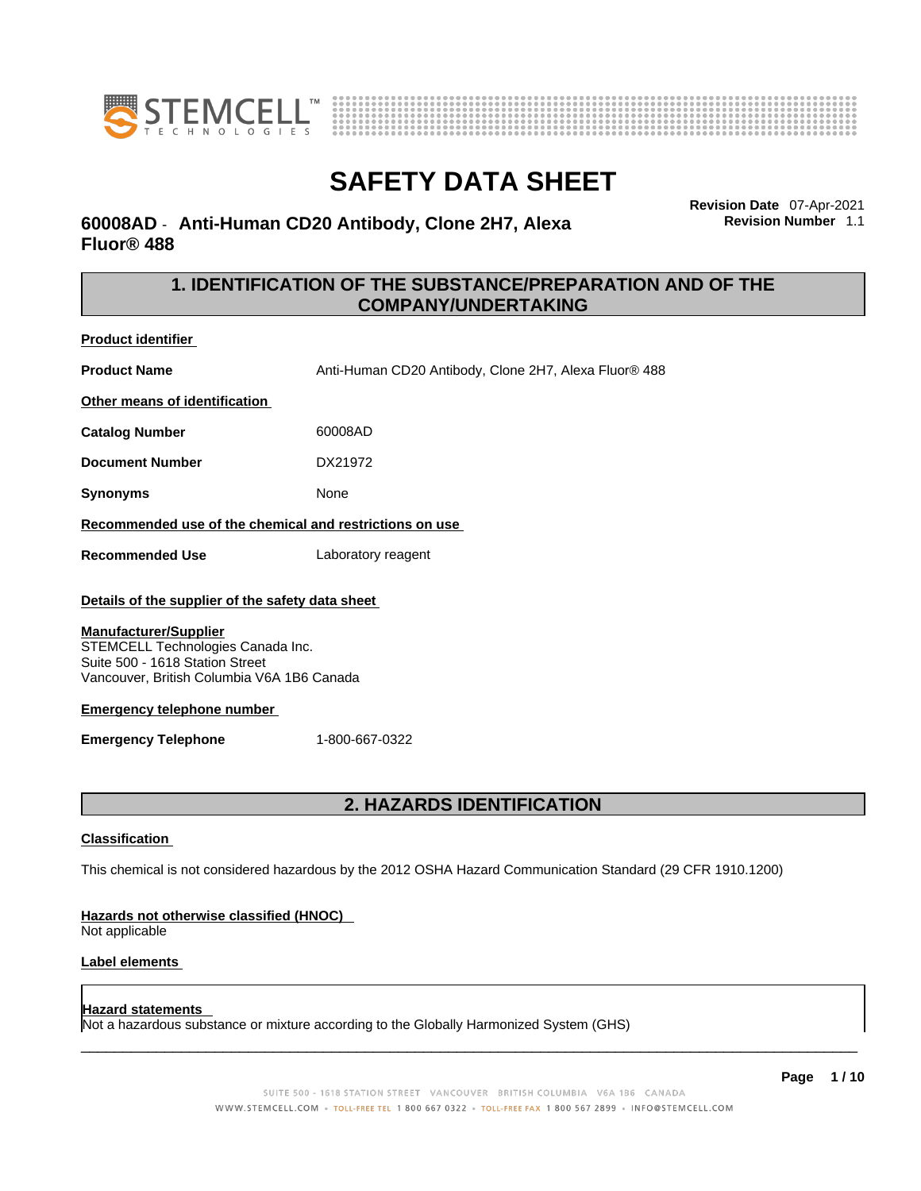# SAFETY DATA SHEET

**60008AD - Anti-Human CD20 Antibody, Clone 2H7, Alexa Fluor® 488**

**Revision Date** 07-Apr-2021
**Revision Number** 1.1

## 1. IDENTIFICATION OF THE SUBSTANCE/PREPARATION AND OF THE COMPANY/UNDERTAKING

**Product identifier**

**Product Name** Anti-Human CD20 Antibody, Clone 2H7, Alexa Fluor® 488

**Other means of identification**

**Catalog Number** 60008AD

**Document Number** DX21972

**Synonyms** None

**Recommended use of the chemical and restrictions on use**

**Recommended Use** Laboratory reagent

**Details of the supplier of the safety data sheet**

**Manufacturer/Supplier**
STEMCELL Technologies Canada Inc.
Suite 500 - 1618 Station Street
Vancouver, British Columbia V6A 1B6 Canada

**Emergency telephone number**

**Emergency Telephone** 1-800-667-0322

## 2. HAZARDS IDENTIFICATION

**Classification**

This chemical is not considered hazardous by the 2012 OSHA Hazard Communication Standard (29 CFR 1910.1200)

**Hazards not otherwise classified (HNOC)**
Not applicable

**Label elements**

**Hazard statements**
Not a hazardous substance or mixture according to the Globally Harmonized System (GHS)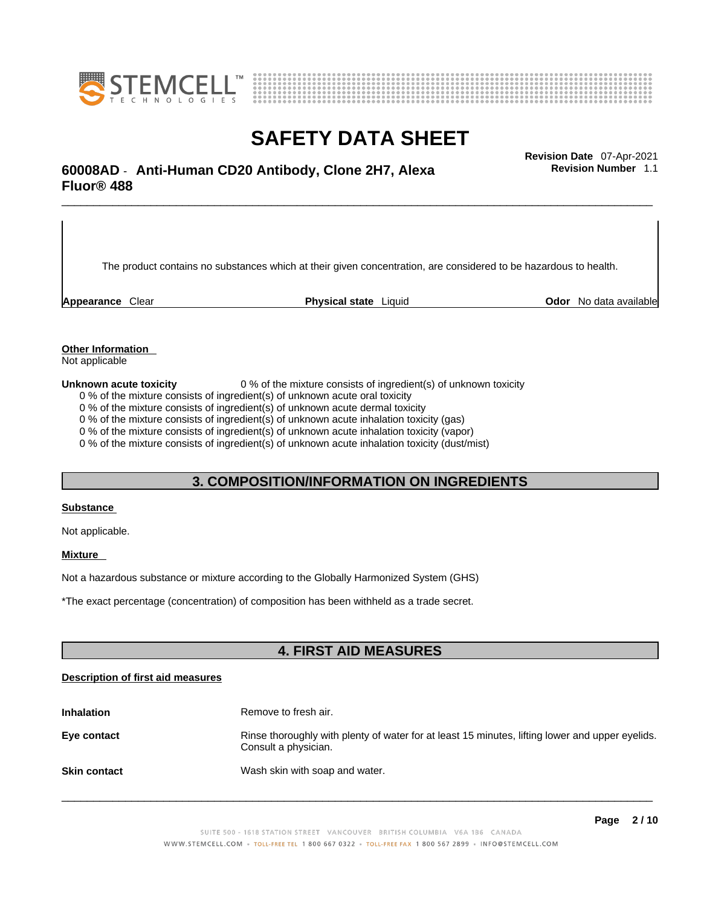The product contains no substances which at their given concentration, are considered to be hazardous to health.

| **Appearance** Clear | **Physical state** Liquid | **Odor** No data available |
|---|---|---|

**Other Information**
Not applicable

**Unknown acute toxicity** 0 % of the mixture consists of ingredient(s) of unknown toxicity
- 0 % of the mixture consists of ingredient(s) of unknown acute oral toxicity
- 0 % of the mixture consists of ingredient(s) of unknown acute dermal toxicity
- 0 % of the mixture consists of ingredient(s) of unknown acute inhalation toxicity (gas)
- 0 % of the mixture consists of ingredient(s) of unknown acute inhalation toxicity (vapor)
- 0 % of the mixture consists of ingredient(s) of unknown acute inhalation toxicity (dust/mist)

## 3. COMPOSITION/INFORMATION ON INGREDIENTS

**Substance**

Not applicable.

**Mixture**

Not a hazardous substance or mixture according to the Globally Harmonized System (GHS)

*The exact percentage (concentration) of composition has been withheld as a trade secret.

## 4. FIRST AID MEASURES

**Description of first aid measures**

| | |
|---|---|
| **Inhalation** | Remove to fresh air. |
| **Eye contact** | Rinse thoroughly with plenty of water for at least 15 minutes, lifting lower and upper eyelids. Consult a physician. |
| **Skin contact** | Wash skin with soap and water. |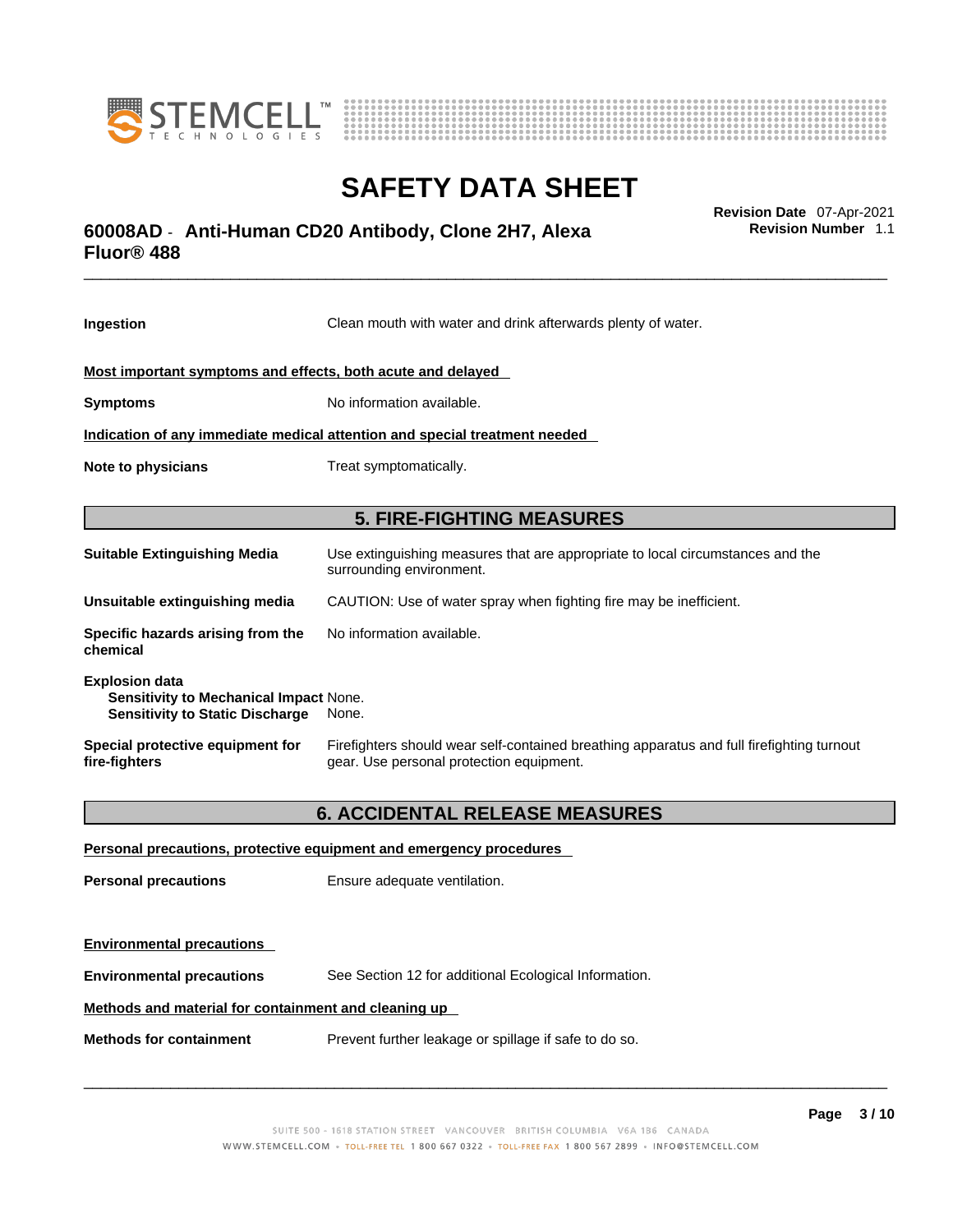| | |
|---|---|
| **Ingestion** | Clean mouth with water and drink afterwards plenty of water. |

**Most important symptoms and effects, both acute and delayed**

| | |
|---|---|
| **Symptoms** | No information available. |

**Indication of any immediate medical attention and special treatment needed**

| | |
|---|---|
| **Note to physicians** | Treat symptomatically. |

## 5. FIRE-FIGHTING MEASURES

| | |
|---|---|
| **Suitable Extinguishing Media** | Use extinguishing measures that are appropriate to local circumstances and the surrounding environment. |
| **Unsuitable extinguishing media** | CAUTION: Use of water spray when fighting fire may be inefficient. |
| **Specific hazards arising from the chemical** | No information available. |

**Explosion data**

| | |
|---|---|
| **Sensitivity to Mechanical Impact** | None. |
| **Sensitivity to Static Discharge** | None. |

| | |
|---|---|
| **Special protective equipment for fire-fighters** | Firefighters should wear self-contained breathing apparatus and full firefighting turnout gear. Use personal protection equipment. |

## 6. ACCIDENTAL RELEASE MEASURES

**Personal precautions, protective equipment and emergency procedures**

| | |
|---|---|
| **Personal precautions** | Ensure adequate ventilation. |

**Environmental precautions**

| | |
|---|---|
| **Environmental precautions** | See Section 12 for additional Ecological Information. |

**Methods and material for containment and cleaning up**

| | |
|---|---|
| **Methods for containment** | Prevent further leakage or spillage if safe to do so. |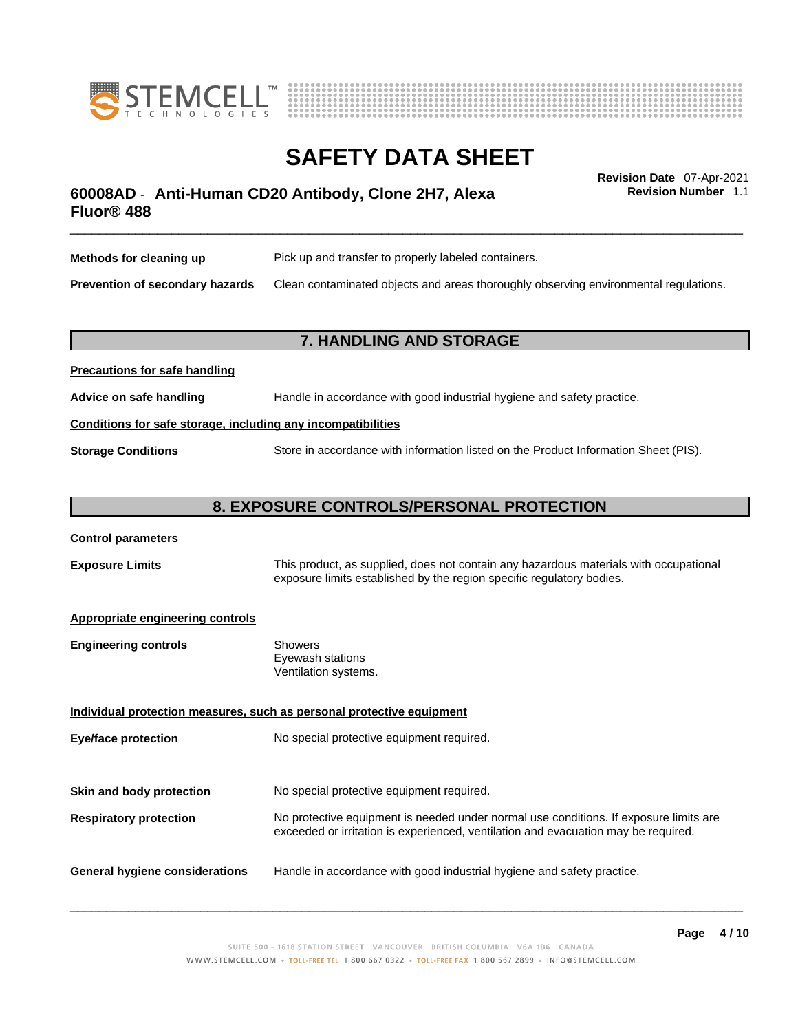**Methods for cleaning up** Pick up and transfer to properly labeled containers.

**Prevention of secondary hazards** Clean contaminated objects and areas thoroughly observing environmental regulations.

## 7. HANDLING AND STORAGE

**Precautions for safe handling**

**Advice on safe handling** Handle in accordance with good industrial hygiene and safety practice.

**Conditions for safe storage, including any incompatibilities**

**Storage Conditions** Store in accordance with information listed on the Product Information Sheet (PIS).

## 8. EXPOSURE CONTROLS/PERSONAL PROTECTION

**Control parameters**

**Exposure Limits** This product, as supplied, does not contain any hazardous materials with occupational exposure limits established by the region specific regulatory bodies.

**Appropriate engineering controls**

**Engineering controls** Showers
Eyewash stations
Ventilation systems.

**Individual protection measures, such as personal protective equipment**

**Eye/face protection** No special protective equipment required.

**Skin and body protection** No special protective equipment required.

**Respiratory protection** No protective equipment is needed under normal use conditions. If exposure limits are exceeded or irritation is experienced, ventilation and evacuation may be required.

**General hygiene considerations** Handle in accordance with good industrial hygiene and safety practice.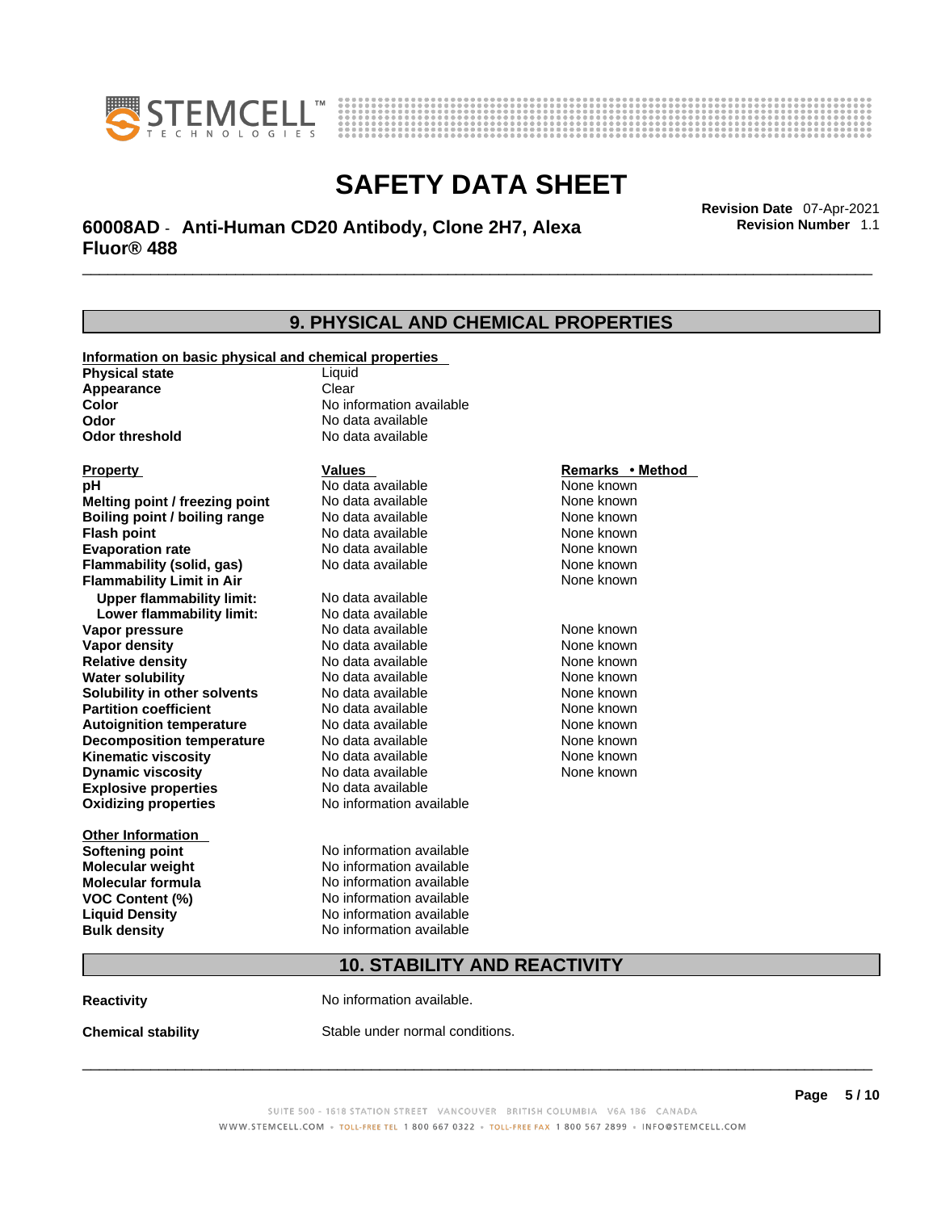# SAFETY DATA SHEET

## 60008AD - Anti-Human CD20 Antibody, Clone 2H7, Alexa Fluor® 488

**Revision Date** 07-Apr-2021
**Revision Number** 1.1

## 9. PHYSICAL AND CHEMICAL PROPERTIES

**Information on basic physical and chemical properties**

| | |
|---|---|
| **Physical state** | Liquid |
| **Appearance** | Clear |
| **Color** | No information available |
| **Odor** | No data available |
| **Odor threshold** | No data available |

| Property | Values | Remarks • Method |
|---|---|---|
| **pH** | No data available | None known |
| **Melting point / freezing point** | No data available | None known |
| **Boiling point / boiling range** | No data available | None known |
| **Flash point** | No data available | None known |
| **Evaporation rate** | No data available | None known |
| **Flammability (solid, gas)** | No data available | None known |
| **Flammability Limit in Air** | | None known |
| **Upper flammability limit:** | No data available | |
| **Lower flammability limit:** | No data available | |
| **Vapor pressure** | No data available | None known |
| **Vapor density** | No data available | None known |
| **Relative density** | No data available | None known |
| **Water solubility** | No data available | None known |
| **Solubility in other solvents** | No data available | None known |
| **Partition coefficient** | No data available | None known |
| **Autoignition temperature** | No data available | None known |
| **Decomposition temperature** | No data available | None known |
| **Kinematic viscosity** | No data available | None known |
| **Dynamic viscosity** | No data available | None known |
| **Explosive properties** | No data available | |
| **Oxidizing properties** | No information available | |

**Other Information**

| | |
|---|---|
| **Softening point** | No information available |
| **Molecular weight** | No information available |
| **Molecular formula** | No information available |
| **VOC Content (%)** | No information available |
| **Liquid Density** | No information available |
| **Bulk density** | No information available |

## 10. STABILITY AND REACTIVITY

**Reactivity** No information available.

**Chemical stability** Stable under normal conditions.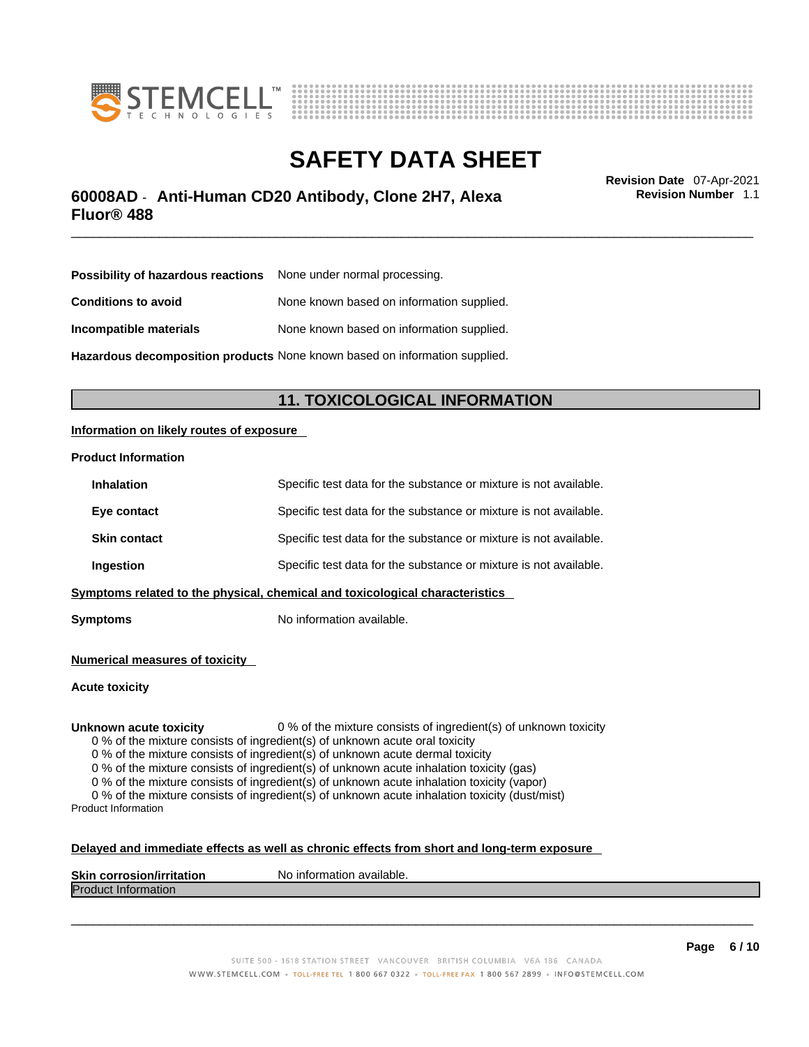**Possibility of hazardous reactions** None under normal processing.

**Conditions to avoid** None known based on information supplied.

**Incompatible materials** None known based on information supplied.

**Hazardous decomposition products** None known based on information supplied.

## 11. TOXICOLOGICAL INFORMATION

**Information on likely routes of exposure**

**Product Information**

| | |
|---|---|
| **Inhalation** | Specific test data for the substance or mixture is not available. |
| **Eye contact** | Specific test data for the substance or mixture is not available. |
| **Skin contact** | Specific test data for the substance or mixture is not available. |
| **Ingestion** | Specific test data for the substance or mixture is not available. |

**Symptoms related to the physical, chemical and toxicological characteristics**

**Symptoms** No information available.

**Numerical measures of toxicity**

**Acute toxicity**

**Unknown acute toxicity** 0 % of the mixture consists of ingredient(s) of unknown toxicity

0 % of the mixture consists of ingredient(s) of unknown acute oral toxicity
0 % of the mixture consists of ingredient(s) of unknown acute dermal toxicity
0 % of the mixture consists of ingredient(s) of unknown acute inhalation toxicity (gas)
0 % of the mixture consists of ingredient(s) of unknown acute inhalation toxicity (vapor)
0 % of the mixture consists of ingredient(s) of unknown acute inhalation toxicity (dust/mist)

Product Information

**Delayed and immediate effects as well as chronic effects from short and long-term exposure**

**Skin corrosion/irritation** No information available.

Product Information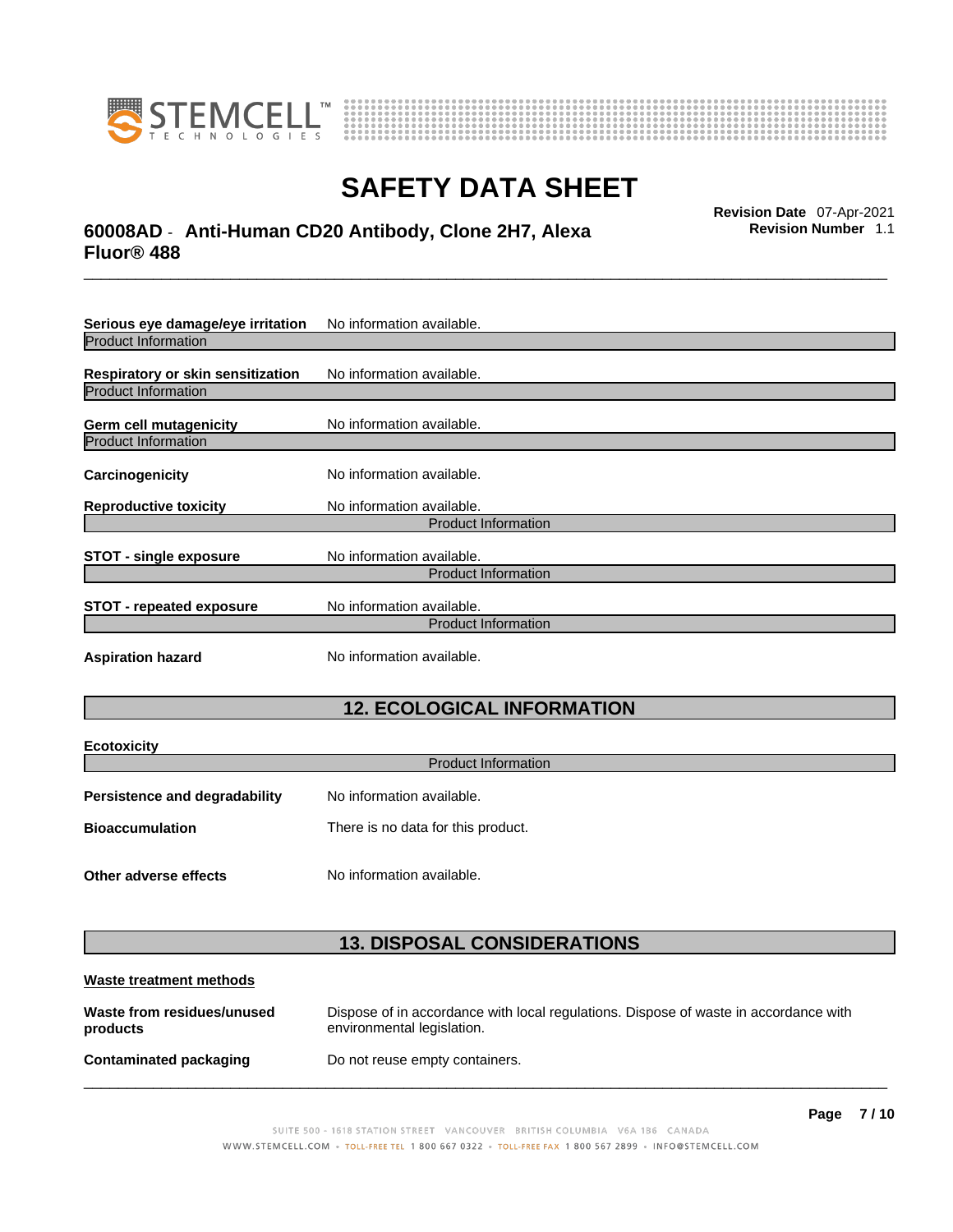**Serious eye damage/eye irritation** No information available.

Product Information

**Respiratory or skin sensitization** No information available.

Product Information

**Germ cell mutagenicity** No information available.

Product Information

**Carcinogenicity** No information available.

**Reproductive toxicity** No information available.

Product Information

**STOT - single exposure** No information available.

Product Information

**STOT - repeated exposure** No information available.

Product Information

**Aspiration hazard** No information available.

## 12. ECOLOGICAL INFORMATION

**Ecotoxicity**

Product Information

**Persistence and degradability** No information available.

**Bioaccumulation** There is no data for this product.

**Other adverse effects** No information available.

## 13. DISPOSAL CONSIDERATIONS

**Waste treatment methods**

**Waste from residues/unused products** Dispose of in accordance with local regulations. Dispose of waste in accordance with environmental legislation.

**Contaminated packaging** Do not reuse empty containers.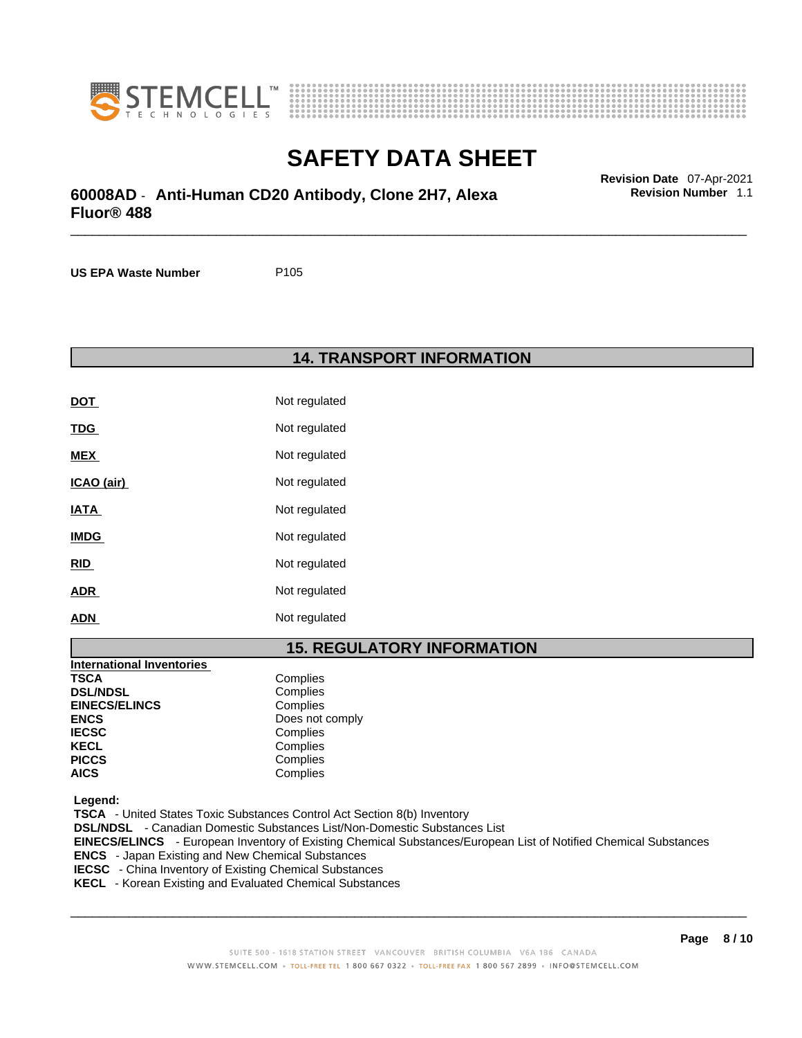| | |
|---|---|
| **US EPA Waste Number** | P105 |

## 14. TRANSPORT INFORMATION

| | |
|---|---|
| **DOT** | Not regulated |
| **TDG** | Not regulated |
| **MEX** | Not regulated |
| **ICAO (air)** | Not regulated |
| **IATA** | Not regulated |
| **IMDG** | Not regulated |
| **RID** | Not regulated |
| **ADR** | Not regulated |
| **ADN** | Not regulated |

## 15. REGULATORY INFORMATION

| International Inventories | |
|---|---|
| **TSCA** | Complies |
| **DSL/NDSL** | Complies |
| **EINECS/ELINCS** | Complies |
| **ENCS** | Does not comply |
| **IECSC** | Complies |
| **KECL** | Complies |
| **PICCS** | Complies |
| **AICS** | Complies |

**Legend:**

**TSCA** - United States Toxic Substances Control Act Section 8(b) Inventory
**DSL/NDSL** - Canadian Domestic Substances List/Non-Domestic Substances List
**EINECS/ELINCS** - European Inventory of Existing Chemical Substances/European List of Notified Chemical Substances
**ENCS** - Japan Existing and New Chemical Substances
**IECSC** - China Inventory of Existing Chemical Substances
**KECL** - Korean Existing and Evaluated Chemical Substances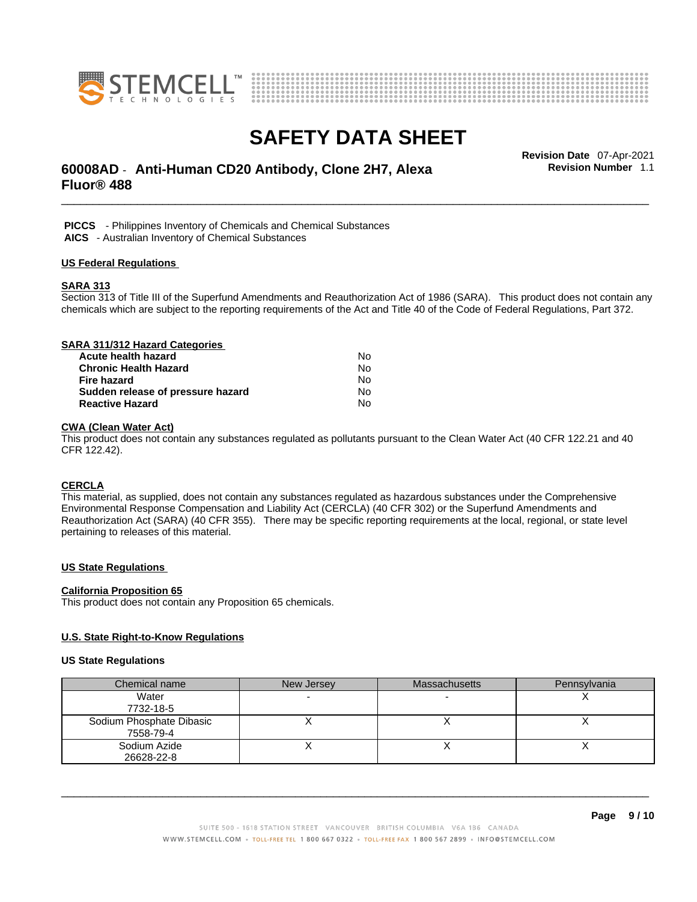**PICCS** - Philippines Inventory of Chemicals and Chemical Substances
**AICS** - Australian Inventory of Chemical Substances

## US Federal Regulations

### SARA 313

Section 313 of Title III of the Superfund Amendments and Reauthorization Act of 1986 (SARA). This product does not contain any chemicals which are subject to the reporting requirements of the Act and Title 40 of the Code of Federal Regulations, Part 372.

### SARA 311/312 Hazard Categories

| | |
|---|---|
| **Acute health hazard** | No |
| **Chronic Health Hazard** | No |
| **Fire hazard** | No |
| **Sudden release of pressure hazard** | No |
| **Reactive Hazard** | No |

### CWA (Clean Water Act)

This product does not contain any substances regulated as pollutants pursuant to the Clean Water Act (40 CFR 122.21 and 40 CFR 122.42).

### CERCLA

This material, as supplied, does not contain any substances regulated as hazardous substances under the Comprehensive Environmental Response Compensation and Liability Act (CERCLA) (40 CFR 302) or the Superfund Amendments and Reauthorization Act (SARA) (40 CFR 355). There may be specific reporting requirements at the local, regional, or state level pertaining to releases of this material.

## US State Regulations

### California Proposition 65

This product does not contain any Proposition 65 chemicals.

### U.S. State Right-to-Know Regulations

### US State Regulations

| Chemical name | New Jersey | Massachusetts | Pennsylvania |
|---|---|---|---|
| Water 7732-18-5 | - | - | X |
| Sodium Phosphate Dibasic 7558-79-4 | X | X | X |
| Sodium Azide 26628-22-8 | X | X | X |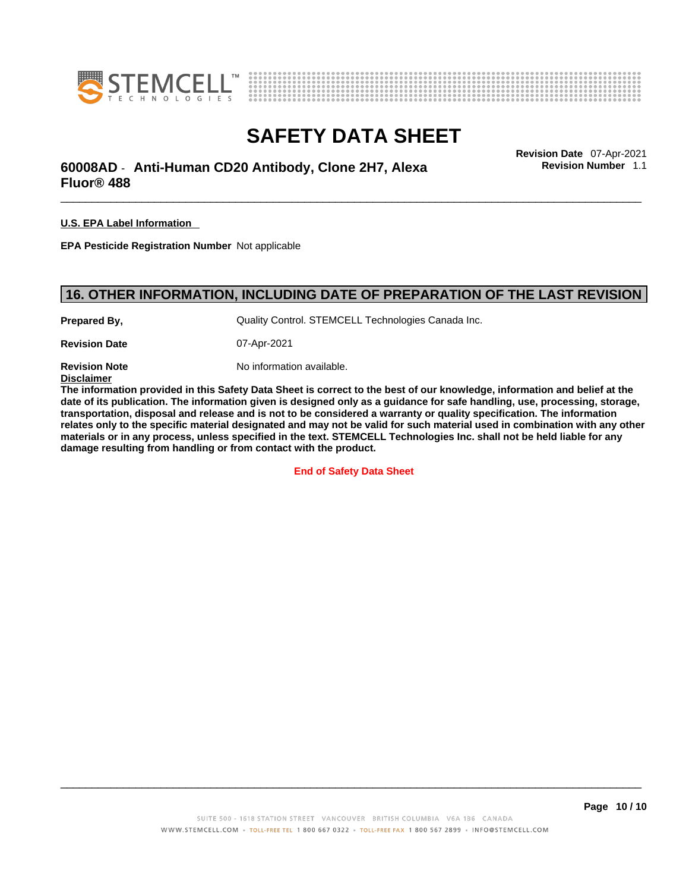**U.S. EPA Label Information**

**EPA Pesticide Registration Number** Not applicable

## 16. OTHER INFORMATION, INCLUDING DATE OF PREPARATION OF THE LAST REVISION

**Prepared By,** Quality Control. STEMCELL Technologies Canada Inc.

**Revision Date** 07-Apr-2021

**Revision Note** No information available.

**Disclaimer**

**The information provided in this Safety Data Sheet is correct to the best of our knowledge, information and belief at the date of its publication. The information given is designed only as a guidance for safe handling, use, processing, storage, transportation, disposal and release and is not to be considered a warranty or quality specification. The information relates only to the specific material designated and may not be valid for such material used in combination with any other materials or in any process, unless specified in the text. STEMCELL Technologies Inc. shall not be held liable for any damage resulting from handling or from contact with the product.**

**End of Safety Data Sheet**